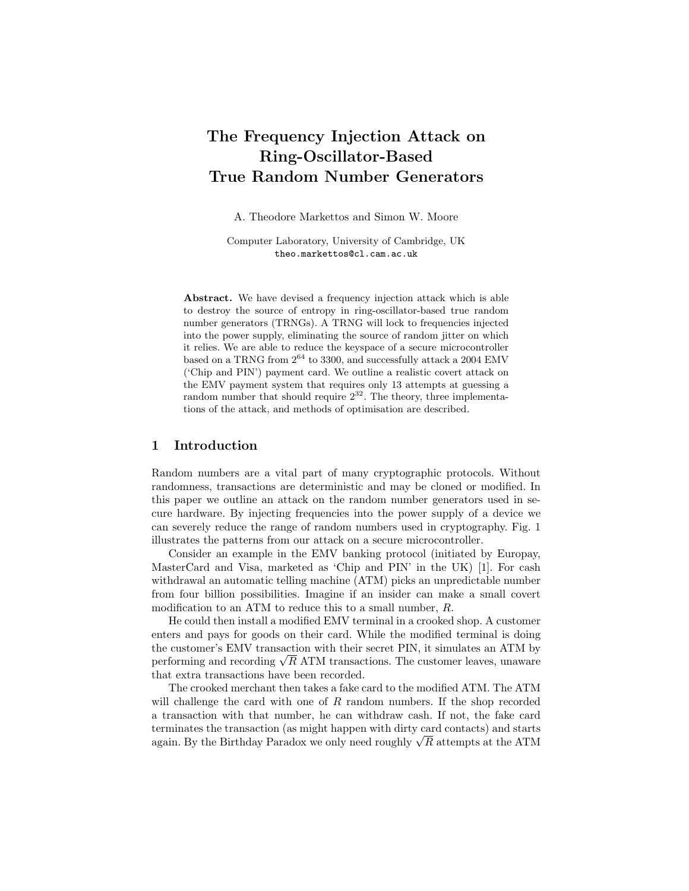# The Frequency Injection Attack on Ring-Oscillator-Based True Random Number Generators

A. Theodore Markettos and Simon W. Moore

Computer Laboratory, University of Cambridge, UK
theo.markettos@cl.cam.ac.uk

**Abstract.** We have devised a frequency injection attack which is able to destroy the source of entropy in ring-oscillator-based true random number generators (TRNGs). A TRNG will lock to frequencies injected into the power supply, eliminating the source of random jitter on which it relies. We are able to reduce the keyspace of a secure microcontroller based on a TRNG from $2^{64}$ to 3300, and successfully attack a 2004 EMV ('Chip and PIN') payment card. We outline a realistic covert attack on the EMV payment system that requires only 13 attempts at guessing a random number that should require $2^{32}$. The theory, three implementations of the attack, and methods of optimisation are described.

## 1 Introduction

Random numbers are a vital part of many cryptographic protocols. Without randomness, transactions are deterministic and may be cloned or modified. In this paper we outline an attack on the random number generators used in secure hardware. By injecting frequencies into the power supply of a device we can severely reduce the range of random numbers used in cryptography. Fig. 1 illustrates the patterns from our attack on a secure microcontroller.

Consider an example in the EMV banking protocol (initiated by Europay, MasterCard and Visa, marketed as 'Chip and PIN' in the UK) [1]. For cash withdrawal an automatic telling machine (ATM) picks an unpredictable number from four billion possibilities. Imagine if an insider can make a small covert modification to an ATM to reduce this to a small number, $R$.

He could then install a modified EMV terminal in a crooked shop. A customer enters and pays for goods on their card. While the modified terminal is doing the customer's EMV transaction with their secret PIN, it simulates an ATM by performing and recording $\sqrt{R}$ ATM transactions. The customer leaves, unaware that extra transactions have been recorded.

The crooked merchant then takes a fake card to the modified ATM. The ATM will challenge the card with one of $R$ random numbers. If the shop recorded a transaction with that number, he can withdraw cash. If not, the fake card terminates the transaction (as might happen with dirty card contacts) and starts again. By the Birthday Paradox we only need roughly $\sqrt{R}$ attempts at the ATM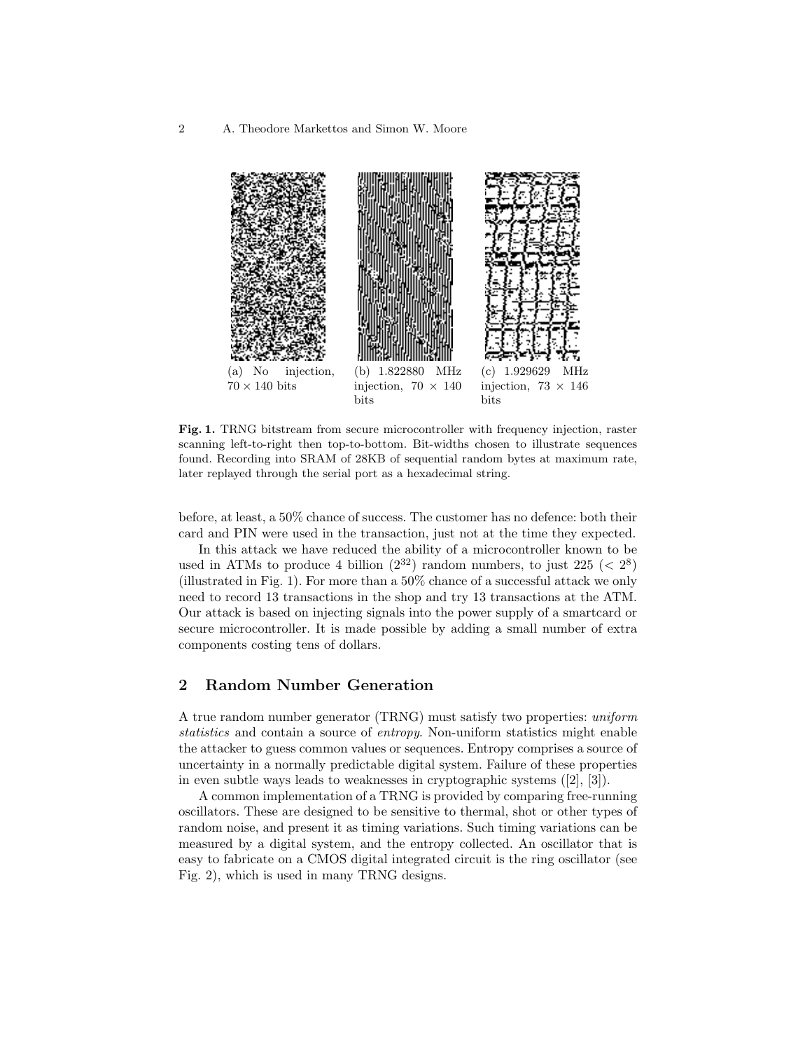(a) No injection, $70 \times 140$ bits

(b) 1.822880 MHz injection, $70 \times 140$ bits

(c) 1.929629 MHz injection, $73 \times 146$ bits

**Fig. 1.** TRNG bitstream from secure microcontroller with frequency injection, raster scanning left-to-right then top-to-bottom. Bit-widths chosen to illustrate sequences found. Recording into SRAM of 28KB of sequential random bytes at maximum rate, later replayed through the serial port as a hexadecimal string.

before, at least, a 50% chance of success. The customer has no defence: both their card and PIN were used in the transaction, just not at the time they expected.

In this attack we have reduced the ability of a microcontroller known to be used in ATMs to produce 4 billion ($2^{32}$) random numbers, to just 225 ($< 2^8$) (illustrated in Fig. 1). For more than a 50% chance of a successful attack we only need to record 13 transactions in the shop and try 13 transactions at the ATM. Our attack is based on injecting signals into the power supply of a smartcard or secure microcontroller. It is made possible by adding a small number of extra components costing tens of dollars.

## 2 Random Number Generation

A true random number generator (TRNG) must satisfy two properties: *uniform statistics* and contain a source of *entropy*. Non-uniform statistics might enable the attacker to guess common values or sequences. Entropy comprises a source of uncertainty in a normally predictable digital system. Failure of these properties in even subtle ways leads to weaknesses in cryptographic systems ([2], [3]).

A common implementation of a TRNG is provided by comparing free-running oscillators. These are designed to be sensitive to thermal, shot or other types of random noise, and present it as timing variations. Such timing variations can be measured by a digital system, and the entropy collected. An oscillator that is easy to fabricate on a CMOS digital integrated circuit is the ring oscillator (see Fig. 2), which is used in many TRNG designs.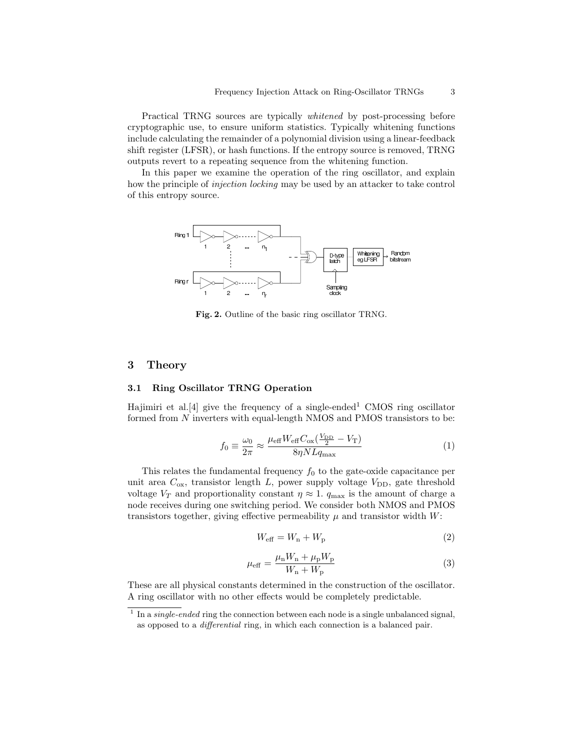Practical TRNG sources are typically *whitened* by post-processing before cryptographic use, to ensure uniform statistics. Typically whitening functions include calculating the remainder of a polynomial division using a linear-feedback shift register (LFSR), or hash functions. If the entropy source is removed, TRNG outputs revert to a repeating sequence from the whitening function.

In this paper we examine the operation of the ring oscillator, and explain how the principle of *injection locking* may be used by an attacker to take control of this entropy source.

Ring 1
1 2 ... n1
Ring r
1 2 ... nr
D-type latch
Sampling clock
Whitening eg LFSR
Random bitstream

**Fig. 2.** Outline of the basic ring oscillator TRNG.

## 3 Theory

### 3.1 Ring Oscillator TRNG Operation

Hajimiri et al.[4] give the frequency of a single-ended[1] CMOS ring oscillator formed from $N$ inverters with equal-length NMOS and PMOS transistors to be:

$$f_0 \equiv \frac{\omega_0}{2\pi} \approx \frac{\mu_{\text{eff}} W_{\text{eff}} C_{\text{ox}} (\frac{V_{\text{DD}}}{2} - V_{\text{T}})}{8\eta N L q_{\text{max}}} \tag{1}$$

This relates the fundamental frequency $f_0$ to the gate-oxide capacitance per unit area $C_{\text{ox}}$, transistor length $L$, power supply voltage $V_{\text{DD}}$, gate threshold voltage $V_T$ and proportionality constant $\eta \approx 1$. $q_{\text{max}}$ is the amount of charge a node receives during one switching period. We consider both NMOS and PMOS transistors together, giving effective permeability $\mu$ and transistor width $W$:

$$W_{\text{eff}} = W_{\text{n}} + W_{\text{p}} \tag{2}$$

$$\mu_{\text{eff}} = \frac{\mu_{\text{n}} W_{\text{n}} + \mu_{\text{p}} W_{\text{p}}}{W_{\text{n}} + W_{\text{p}}} \tag{3}$$

These are all physical constants determined in the construction of the oscillator. A ring oscillator with no other effects would be completely predictable.

[1] In a *single-ended* ring the connection between each node is a single unbalanced signal, as opposed to a *differential* ring, in which each connection is a balanced pair.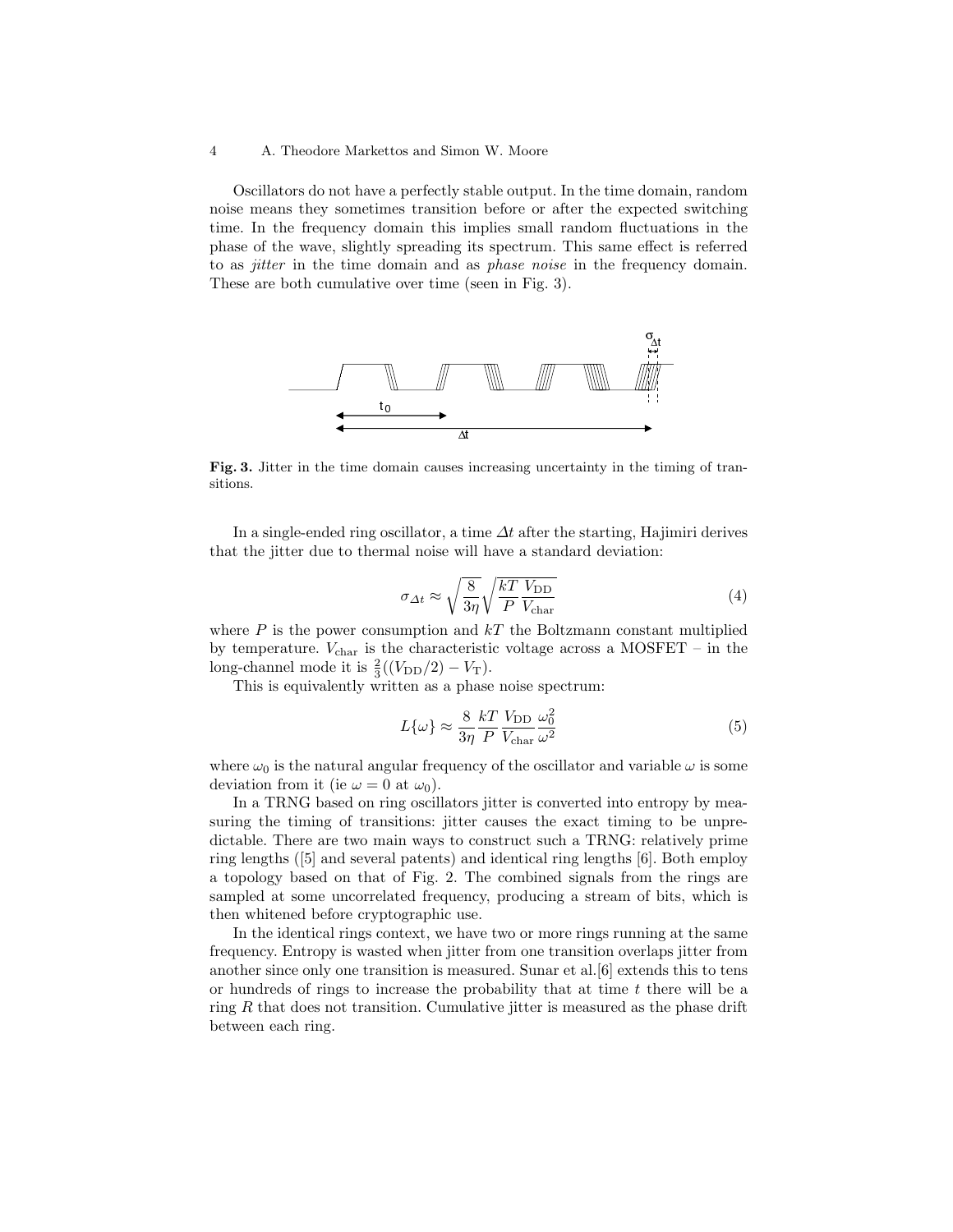Oscillators do not have a perfectly stable output. In the time domain, random noise means they sometimes transition before or after the expected switching time. In the frequency domain this implies small random fluctuations in the phase of the wave, slightly spreading its spectrum. This same effect is referred to as *jitter* in the time domain and as *phase noise* in the frequency domain. These are both cumulative over time (seen in Fig. 3).

$\sigma_{\Delta t}$

$t_0$

$\Delta t$

**Fig. 3.** Jitter in the time domain causes increasing uncertainty in the timing of transitions.

In a single-ended ring oscillator, a time $\Delta t$ after the starting, Hajimiri derives that the jitter due to thermal noise will have a standard deviation:

$$\sigma_{\Delta t} \approx \sqrt{\frac{8}{3\eta}} \sqrt{\frac{kT}{P} \frac{V_{\mathrm{DD}}}{V_{\mathrm{char}}}} \tag{4}$$

where $P$ is the power consumption and $kT$ the Boltzmann constant multiplied by temperature. $V_{\mathrm{char}}$ is the characteristic voltage across a MOSFET – in the long-channel mode it is $\frac{2}{3}((V_{\mathrm{DD}}/2) - V_{\mathrm{T}})$.

This is equivalently written as a phase noise spectrum:

$$L\{\omega\} \approx \frac{8}{3\eta} \frac{kT}{P} \frac{V_{\mathrm{DD}}}{V_{\mathrm{char}}} \frac{\omega_0^2}{\omega^2} \tag{5}$$

where $\omega_0$ is the natural angular frequency of the oscillator and variable $\omega$ is some deviation from it (ie $\omega = 0$ at $\omega_0$).

In a TRNG based on ring oscillators jitter is converted into entropy by measuring the timing of transitions: jitter causes the exact timing to be unpredictable. There are two main ways to construct such a TRNG: relatively prime ring lengths ([5] and several patents) and identical ring lengths [6]. Both employ a topology based on that of Fig. 2. The combined signals from the rings are sampled at some uncorrelated frequency, producing a stream of bits, which is then whitened before cryptographic use.

In the identical rings context, we have two or more rings running at the same frequency. Entropy is wasted when jitter from one transition overlaps jitter from another since only one transition is measured. Sunar et al.[6] extends this to tens or hundreds of rings to increase the probability that at time $t$ there will be a ring $R$ that does not transition. Cumulative jitter is measured as the phase drift between each ring.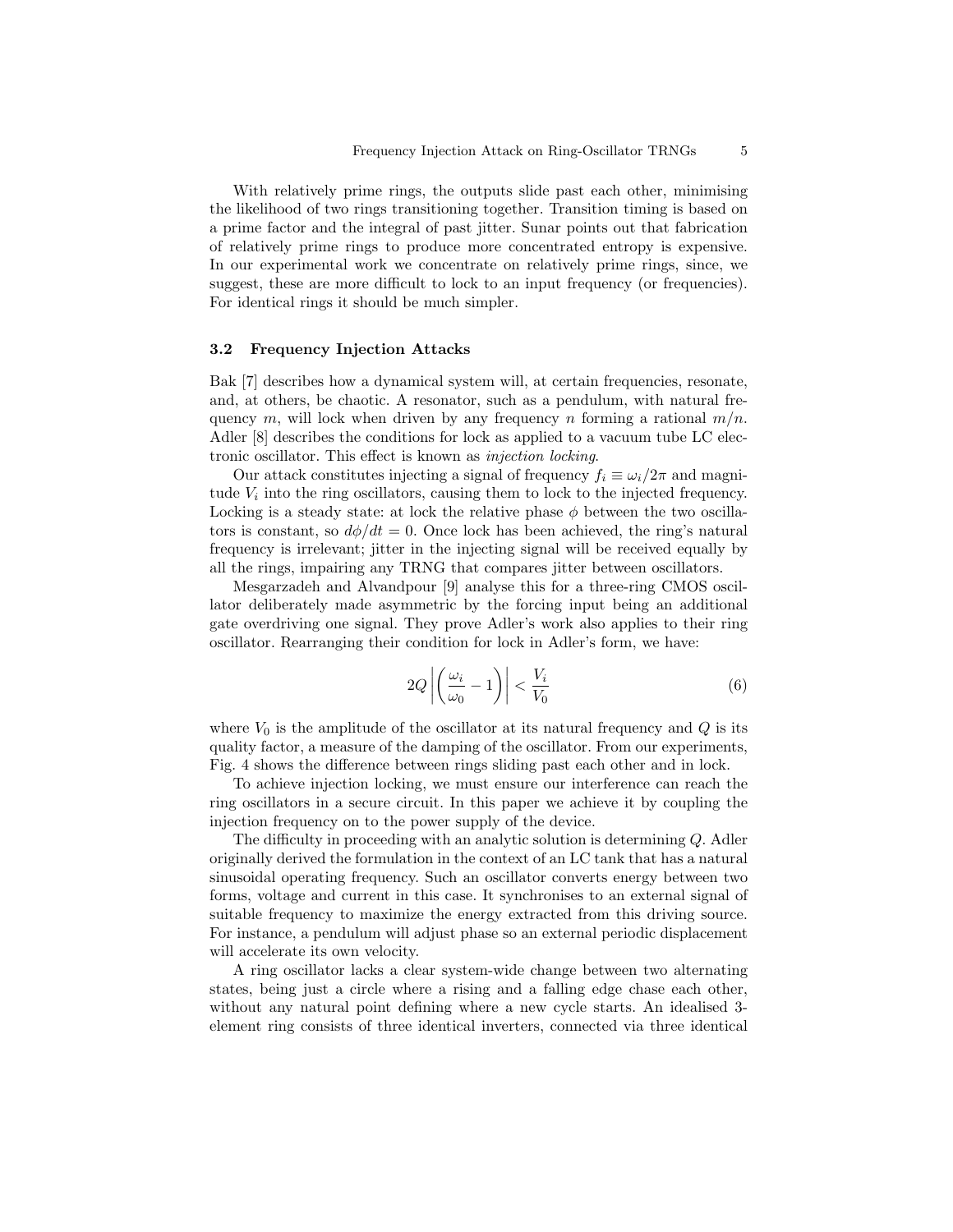With relatively prime rings, the outputs slide past each other, minimising the likelihood of two rings transitioning together. Transition timing is based on a prime factor and the integral of past jitter. Sunar points out that fabrication of relatively prime rings to produce more concentrated entropy is expensive. In our experimental work we concentrate on relatively prime rings, since, we suggest, these are more difficult to lock to an input frequency (or frequencies). For identical rings it should be much simpler.

### 3.2 Frequency Injection Attacks

Bak [7] describes how a dynamical system will, at certain frequencies, resonate, and, at others, be chaotic. A resonator, such as a pendulum, with natural frequency $m$, will lock when driven by any frequency $n$ forming a rational $m/n$. Adler [8] describes the conditions for lock as applied to a vacuum tube LC electronic oscillator. This effect is known as *injection locking*.

Our attack constitutes injecting a signal of frequency $f_i \equiv \omega_i/2\pi$ and magnitude $V_i$ into the ring oscillators, causing them to lock to the injected frequency. Locking is a steady state: at lock the relative phase $\phi$ between the two oscillators is constant, so $d\phi/dt = 0$. Once lock has been achieved, the ring's natural frequency is irrelevant; jitter in the injecting signal will be received equally by all the rings, impairing any TRNG that compares jitter between oscillators.

Mesgarzadeh and Alvandpour [9] analyse this for a three-ring CMOS oscillator deliberately made asymmetric by the forcing input being an additional gate overdriving one signal. They prove Adler's work also applies to their ring oscillator. Rearranging their condition for lock in Adler's form, we have:

$$2Q \left| \left( \frac{\omega_i}{\omega_0} - 1 \right) \right| < \frac{V_i}{V_0} \tag{6}$$

where $V_0$ is the amplitude of the oscillator at its natural frequency and $Q$ is its quality factor, a measure of the damping of the oscillator. From our experiments, Fig. 4 shows the difference between rings sliding past each other and in lock.

To achieve injection locking, we must ensure our interference can reach the ring oscillators in a secure circuit. In this paper we achieve it by coupling the injection frequency on to the power supply of the device.

The difficulty in proceeding with an analytic solution is determining $Q$. Adler originally derived the formulation in the context of an LC tank that has a natural sinusoidal operating frequency. Such an oscillator converts energy between two forms, voltage and current in this case. It synchronises to an external signal of suitable frequency to maximize the energy extracted from this driving source. For instance, a pendulum will adjust phase so an external periodic displacement will accelerate its own velocity.

A ring oscillator lacks a clear system-wide change between two alternating states, being just a circle where a rising and a falling edge chase each other, without any natural point defining where a new cycle starts. An idealised 3-element ring consists of three identical inverters, connected via three identical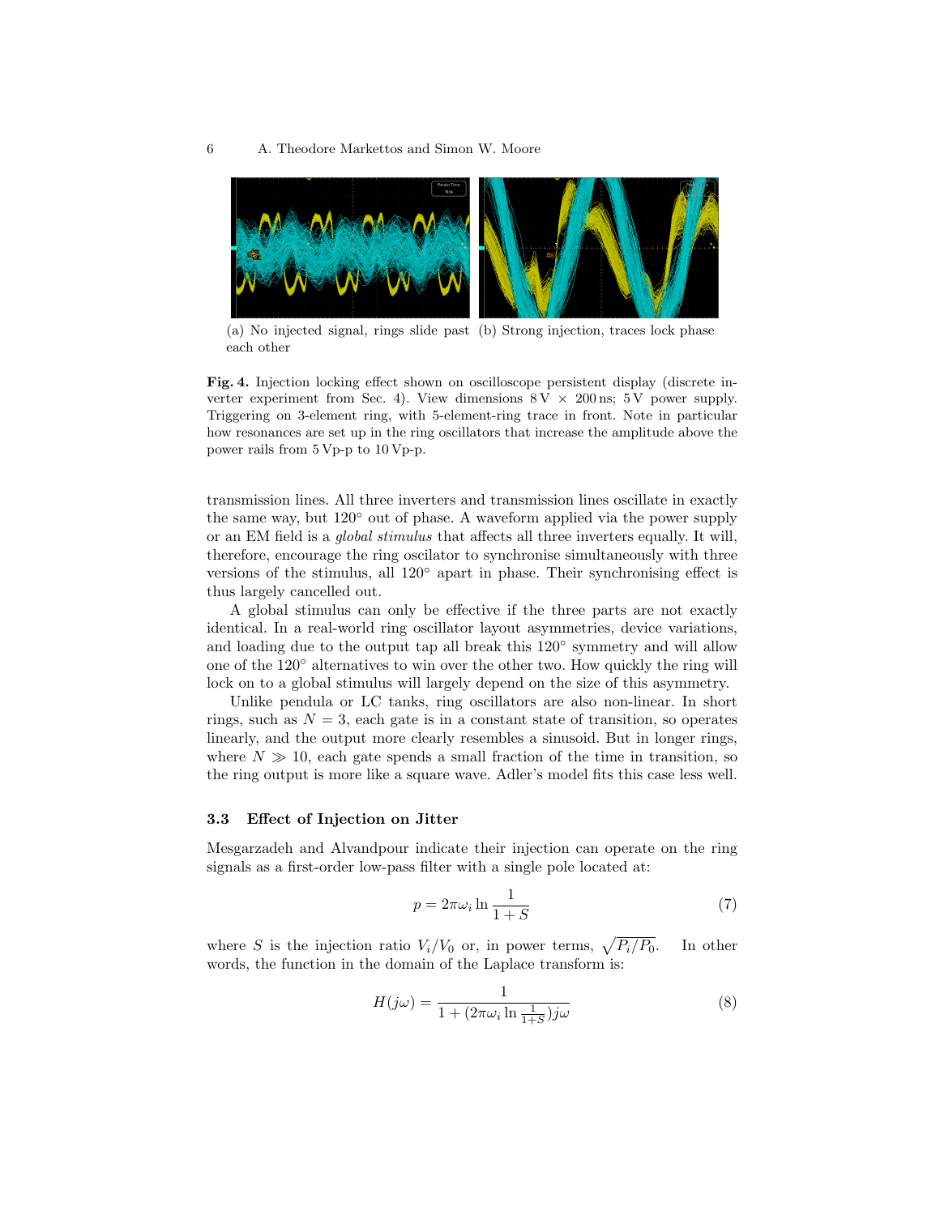(a) No injected signal, rings slide past each other

(b) Strong injection, traces lock phase

**Fig. 4.** Injection locking effect shown on oscilloscope persistent display (discrete inverter experiment from Sec. 4). View dimensions 8 V × 200 ns; 5 V power supply. Triggering on 3-element ring, with 5-element-ring trace in front. Note in particular how resonances are set up in the ring oscillators that increase the amplitude above the power rails from 5 Vp-p to 10 Vp-p.

transmission lines. All three inverters and transmission lines oscillate in exactly the same way, but 120° out of phase. A waveform applied via the power supply or an EM field is a *global stimulus* that affects all three inverters equally. It will, therefore, encourage the ring oscilator to synchronise simultaneously with three versions of the stimulus, all 120° apart in phase. Their synchronising effect is thus largely cancelled out.

A global stimulus can only be effective if the three parts are not exactly identical. In a real-world ring oscillator layout asymmetries, device variations, and loading due to the output tap all break this 120° symmetry and will allow one of the 120° alternatives to win over the other two. How quickly the ring will lock on to a global stimulus will largely depend on the size of this asymmetry.

Unlike pendula or LC tanks, ring oscillators are also non-linear. In short rings, such as $N = 3$, each gate is in a constant state of transition, so operates linearly, and the output more clearly resembles a sinusoid. But in longer rings, where $N \gg 10$, each gate spends a small fraction of the time in transition, so the ring output is more like a square wave. Adler's model fits this case less well.

### 3.3 Effect of Injection on Jitter

Mesgarzadeh and Alvandpour indicate their injection can operate on the ring signals as a first-order low-pass filter with a single pole located at:

$$p = 2\pi\omega_i \ln \frac{1}{1+S} \tag{7}$$

where $S$ is the injection ratio $V_i/V_0$ or, in power terms, $\sqrt{P_i/P_0}$. In other words, the function in the domain of the Laplace transform is:

$$H(j\omega) = \frac{1}{1 + (2\pi\omega_i \ln \frac{1}{1+S})j\omega} \tag{8}$$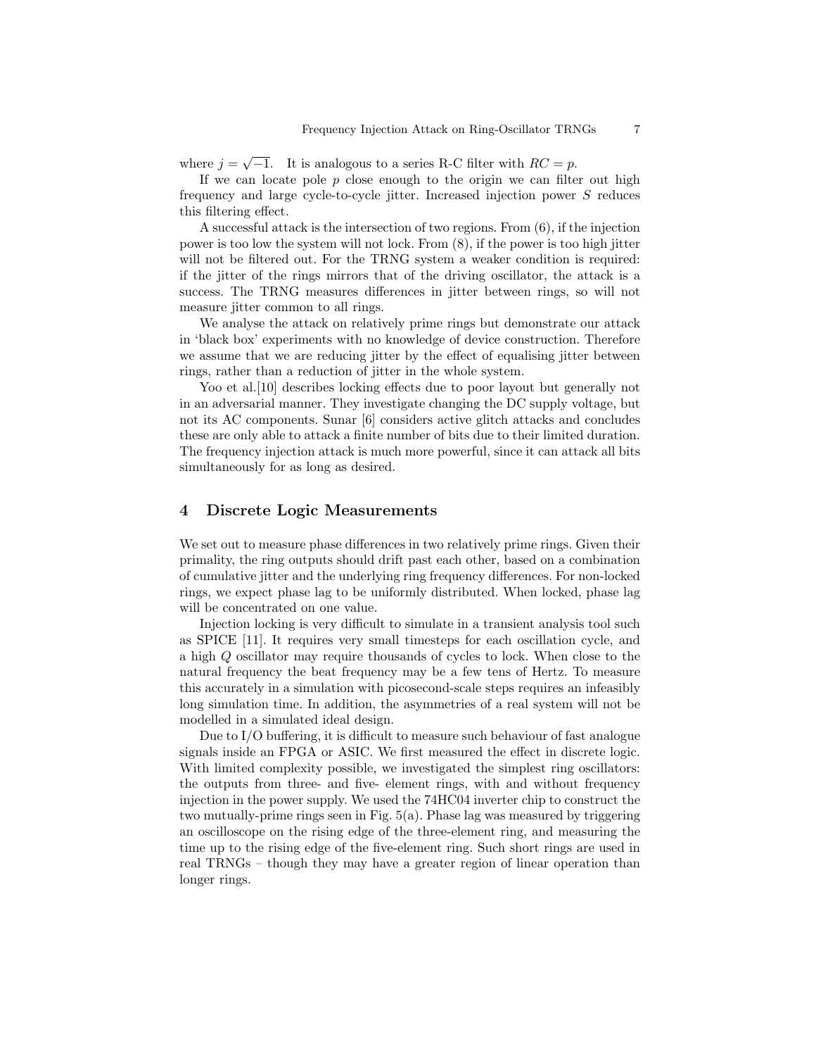where $j = \sqrt{-1}$. It is analogous to a series R-C filter with $RC = p$.

If we can locate pole $p$ close enough to the origin we can filter out high frequency and large cycle-to-cycle jitter. Increased injection power $S$ reduces this filtering effect.

A successful attack is the intersection of two regions. From (6), if the injection power is too low the system will not lock. From (8), if the power is too high jitter will not be filtered out. For the TRNG system a weaker condition is required: if the jitter of the rings mirrors that of the driving oscillator, the attack is a success. The TRNG measures differences in jitter between rings, so will not measure jitter common to all rings.

We analyse the attack on relatively prime rings but demonstrate our attack in 'black box' experiments with no knowledge of device construction. Therefore we assume that we are reducing jitter by the effect of equalising jitter between rings, rather than a reduction of jitter in the whole system.

Yoo et al.[10] describes locking effects due to poor layout but generally not in an adversarial manner. They investigate changing the DC supply voltage, but not its AC components. Sunar [6] considers active glitch attacks and concludes these are only able to attack a finite number of bits due to their limited duration. The frequency injection attack is much more powerful, since it can attack all bits simultaneously for as long as desired.

## 4 Discrete Logic Measurements

We set out to measure phase differences in two relatively prime rings. Given their primality, the ring outputs should drift past each other, based on a combination of cumulative jitter and the underlying ring frequency differences. For non-locked rings, we expect phase lag to be uniformly distributed. When locked, phase lag will be concentrated on one value.

Injection locking is very difficult to simulate in a transient analysis tool such as SPICE [11]. It requires very small timesteps for each oscillation cycle, and a high $Q$ oscillator may require thousands of cycles to lock. When close to the natural frequency the beat frequency may be a few tens of Hertz. To measure this accurately in a simulation with picosecond-scale steps requires an infeasibly long simulation time. In addition, the asymmetries of a real system will not be modelled in a simulated ideal design.

Due to I/O buffering, it is difficult to measure such behaviour of fast analogue signals inside an FPGA or ASIC. We first measured the effect in discrete logic. With limited complexity possible, we investigated the simplest ring oscillators: the outputs from three- and five- element rings, with and without frequency injection in the power supply. We used the 74HC04 inverter chip to construct the two mutually-prime rings seen in Fig. 5(a). Phase lag was measured by triggering an oscilloscope on the rising edge of the three-element ring, and measuring the time up to the rising edge of the five-element ring. Such short rings are used in real TRNGs – though they may have a greater region of linear operation than longer rings.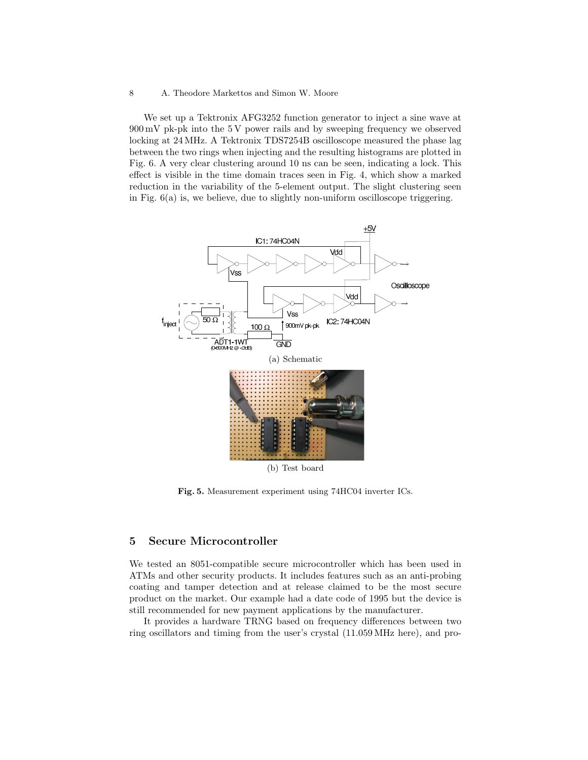We set up a Tektronix AFG3252 function generator to inject a sine wave at 900 mV pk-pk into the 5 V power rails and by sweeping frequency we observed locking at 24 MHz. A Tektronix TDS7254B oscilloscope measured the phase lag between the two rings when injecting and the resulting histograms are plotted in Fig. 6. A very clear clustering around 10 ns can be seen, indicating a lock. This effect is visible in the time domain traces seen in Fig. 4, which show a marked reduction in the variability of the 5-element output. The slight clustering seen in Fig. 6(a) is, we believe, due to slightly non-uniform oscilloscope triggering.

+5V
IC1: 74HC04N
Vdd
Vss
Oscilloscope
Vdd
Vss
IC2: 74HC04N
$f_{inject}$
50 Ω
100 Ω
900mV pk-pk
ADT1-1WT
(0-800MHz @ <3dB)
GND

(a) Schematic

(b) Test board

**Fig. 5.** Measurement experiment using 74HC04 inverter ICs.

## 5 Secure Microcontroller

We tested an 8051-compatible secure microcontroller which has been used in ATMs and other security products. It includes features such as an anti-probing coating and tamper detection and at release claimed to be the most secure product on the market. Our example had a date code of 1995 but the device is still recommended for new payment applications by the manufacturer.

It provides a hardware TRNG based on frequency differences between two ring oscillators and timing from the user's crystal (11.059 MHz here), and pro-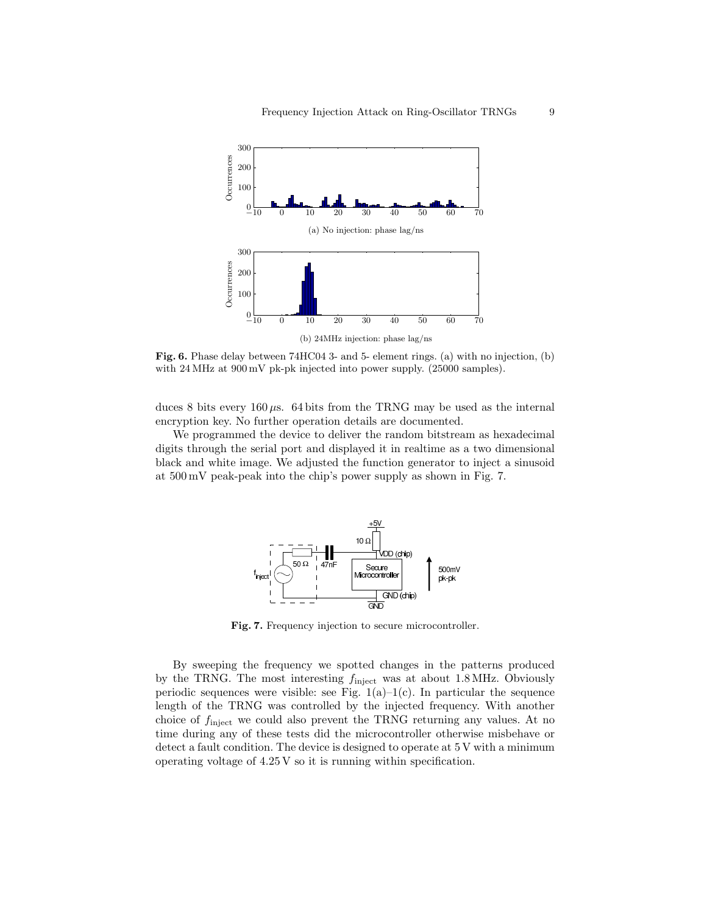300
200
100
0
Occurrences
−10 0 10 20 30 40 50 60 70

(a) No injection: phase lag/ns

300
200
100
0
Occurrences
−10 0 10 20 30 40 50 60 70

(b) 24MHz injection: phase lag/ns

**Fig. 6.** Phase delay between 74HC04 3- and 5- element rings. (a) with no injection, (b) with 24 MHz at 900 mV pk-pk injected into power supply. (25000 samples).

duces 8 bits every 160 $\mu$s. 64 bits from the TRNG may be used as the internal encryption key. No further operation details are documented.

We programmed the device to deliver the random bitstream as hexadecimal digits through the serial port and displayed it in realtime as a two dimensional black and white image. We adjusted the function generator to inject a sinusoid at 500 mV peak-peak into the chip's power supply as shown in Fig. 7.

+5V
10 Ω
VDD (chip)
50 Ω
47nF
$f_{inject}$
Secure Microcontroller
500mV pk-pk
GND (chip)
GND

**Fig. 7.** Frequency injection to secure microcontroller.

By sweeping the frequency we spotted changes in the patterns produced by the TRNG. The most interesting $f_{\text{inject}}$ was at about 1.8 MHz. Obviously periodic sequences were visible: see Fig. 1(a)–1(c). In particular the sequence length of the TRNG was controlled by the injected frequency. With another choice of $f_{\text{inject}}$ we could also prevent the TRNG returning any values. At no time during any of these tests did the microcontroller otherwise misbehave or detect a fault condition. The device is designed to operate at 5 V with a minimum operating voltage of 4.25 V so it is running within specification.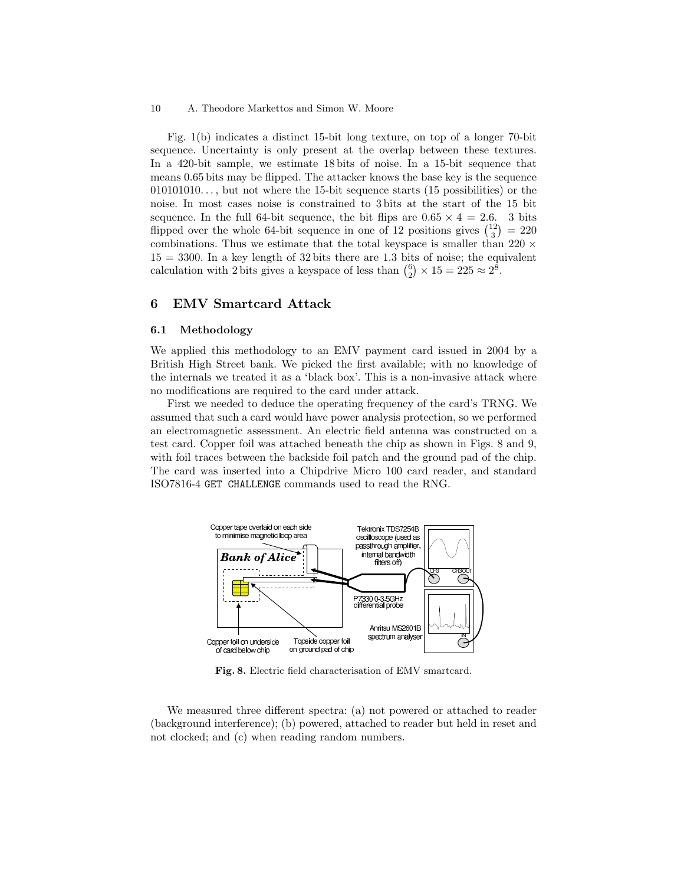Fig. 1(b) indicates a distinct 15-bit long texture, on top of a longer 70-bit sequence. Uncertainty is only present at the overlap between these textures. In a 420-bit sample, we estimate 18 bits of noise. In a 15-bit sequence that means 0.65 bits may be flipped. The attacker knows the base key is the sequence 010101010. . . , but not where the 15-bit sequence starts (15 possibilities) or the noise. In most cases noise is constrained to 3 bits at the start of the 15 bit sequence. In the full 64-bit sequence, the bit flips are $0.65 \times 4 = 2.6$. 3 bits flipped over the whole 64-bit sequence in one of 12 positions gives $\binom{12}{3} = 220$ combinations. Thus we estimate that the total keyspace is smaller than $220 \times 15 = 3300$. In a key length of 32 bits there are 1.3 bits of noise; the equivalent calculation with 2 bits gives a keyspace of less than $\binom{6}{2} \times 15 = 225 \approx 2^8$.

## 6 EMV Smartcard Attack

### 6.1 Methodology

We applied this methodology to an EMV payment card issued in 2004 by a British High Street bank. We picked the first available; with no knowledge of the internals we treated it as a 'black box'. This is a non-invasive attack where no modifications are required to the card under attack.

First we needed to deduce the operating frequency of the card's TRNG. We assumed that such a card would have power analysis protection, so we performed an electromagnetic assessment. An electric field antenna was constructed on a test card. Copper foil was attached beneath the chip as shown in Figs. 8 and 9, with foil traces between the backside foil patch and the ground pad of the chip. The card was inserted into a Chipdrive Micro 100 card reader, and standard ISO7816-4 `GET CHALLENGE` commands used to read the RNG.

Copper tape overlaid on each side to minimise magnetic loop area

*Bank of Alice*

Tektronix TDS7254B oscilloscope (used as passthrough amplifier, internal bandwidth filters off)

CH3 CH3 OUT

P7330 0-3.5GHz differential probe

Anritsu MS2601B spectrum analyser

IN

Copper foil on underside of card below chip

Topside copper foil on ground pad of chip

**Fig. 8.** Electric field characterisation of EMV smartcard.

We measured three different spectra: (a) not powered or attached to reader (background interference); (b) powered, attached to reader but held in reset and not clocked; and (c) when reading random numbers.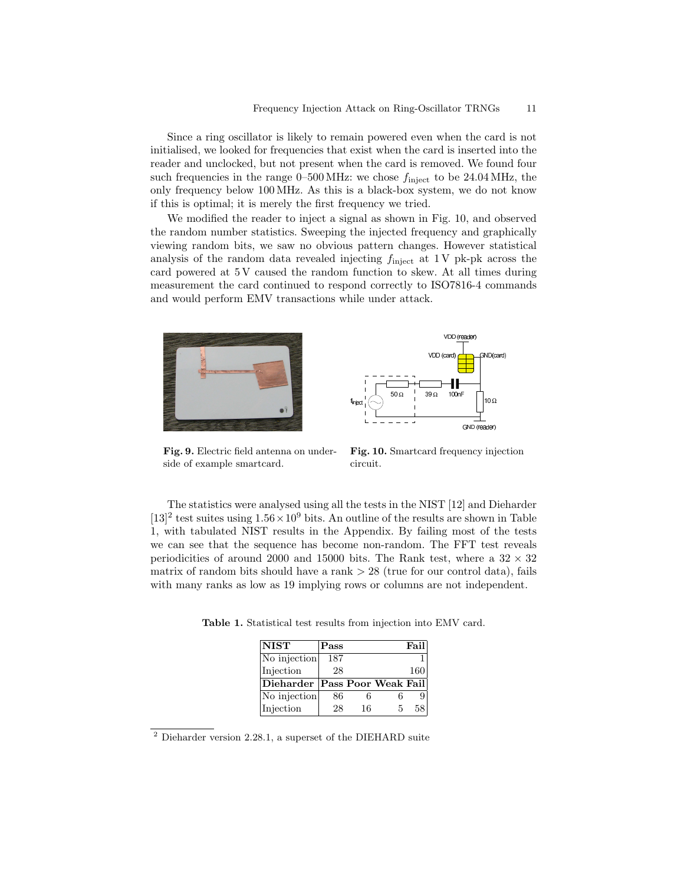Since a ring oscillator is likely to remain powered even when the card is not initialised, we looked for frequencies that exist when the card is inserted into the reader and unclocked, but not present when the card is removed. We found four such frequencies in the range 0–500 MHz: we chose $f_{\mathrm{inject}}$ to be 24.04 MHz, the only frequency below 100 MHz. As this is a black-box system, we do not know if this is optimal; it is merely the first frequency we tried.

We modified the reader to inject a signal as shown in Fig. 10, and observed the random number statistics. Sweeping the injected frequency and graphically viewing random bits, we saw no obvious pattern changes. However statistical analysis of the random data revealed injecting $f_{\mathrm{inject}}$ at 1 V pk-pk across the card powered at 5 V caused the random function to skew. At all times during measurement the card continued to respond correctly to ISO7816-4 commands and would perform EMV transactions while under attack.

**Fig. 9.** Electric field antenna on underside of example smartcard.

VDD (reader)
VDD (card)
GND(card)
50 Ω
39 Ω
100nF
10 Ω
$f_{\mathrm{inject}}$
GND (reader)

**Fig. 10.** Smartcard frequency injection circuit.

The statistics were analysed using all the tests in the NIST [12] and Dieharder [13][2] test suites using $1.56 \times 10^9$ bits. An outline of the results are shown in Table 1, with tabulated NIST results in the Appendix. By failing most of the tests we can see that the sequence has become non-random. The FFT test reveals periodicities of around 2000 and 15000 bits. The Rank test, where a $32 \times 32$ matrix of random bits should have a rank $> 28$ (true for our control data), fails with many ranks as low as 19 implying rows or columns are not independent.

**Table 1.** Statistical test results from injection into EMV card.

| **NIST** | **Pass** | | | **Fail** |
|---|---|---|---|---|
| No injection | 187 | | | 1 |
| Injection | 28 | | | 160 |
| **Dieharder** | **Pass** | **Poor** | **Weak** | **Fail** |
| No injection | 86 | 6 | 6 | 9 |
| Injection | 28 | 16 | 5 | 58 |

[2] Dieharder version 2.28.1, a superset of the DIEHARD suite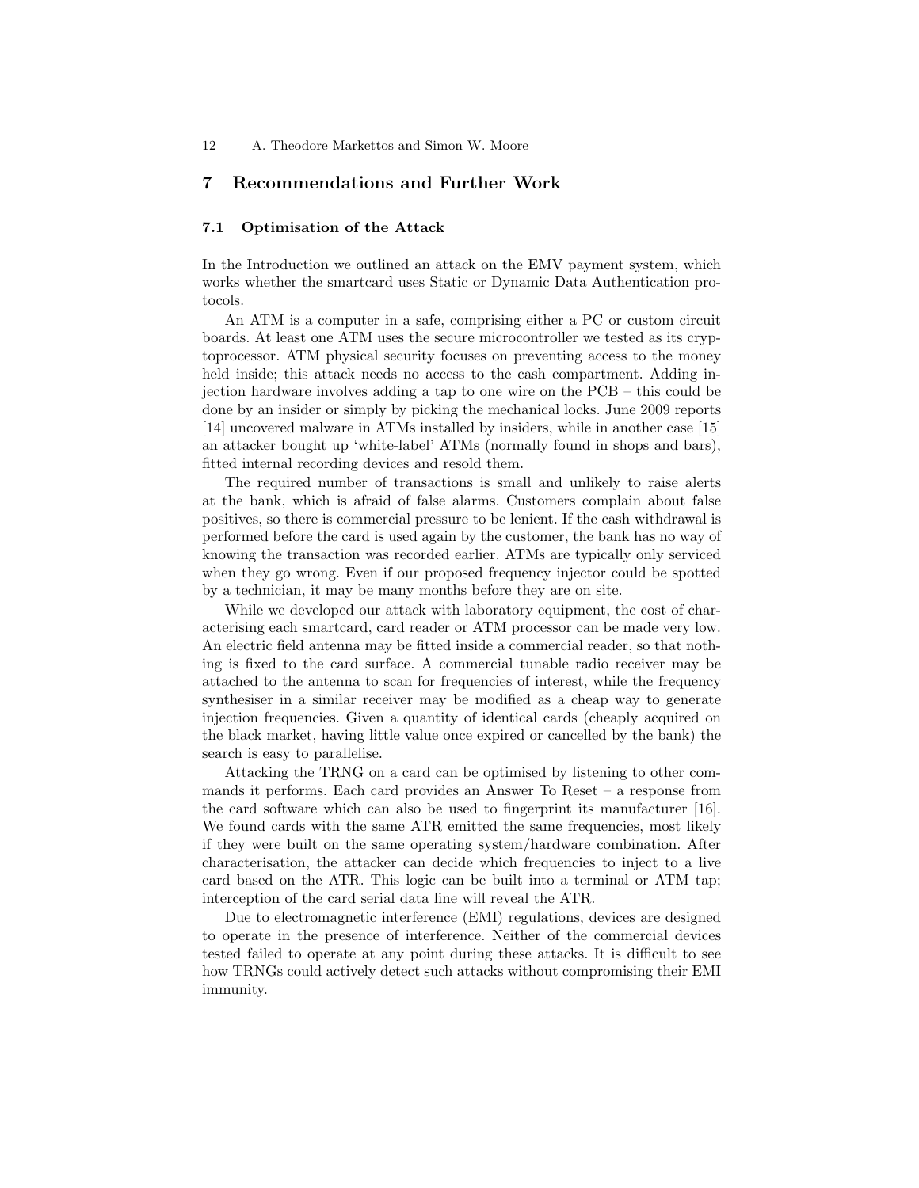## 7 Recommendations and Further Work

### 7.1 Optimisation of the Attack

In the Introduction we outlined an attack on the EMV payment system, which works whether the smartcard uses Static or Dynamic Data Authentication protocols.

An ATM is a computer in a safe, comprising either a PC or custom circuit boards. At least one ATM uses the secure microcontroller we tested as its cryptoprocessor. ATM physical security focuses on preventing access to the money held inside; this attack needs no access to the cash compartment. Adding injection hardware involves adding a tap to one wire on the PCB – this could be done by an insider or simply by picking the mechanical locks. June 2009 reports [14] uncovered malware in ATMs installed by insiders, while in another case [15] an attacker bought up 'white-label' ATMs (normally found in shops and bars), fitted internal recording devices and resold them.

The required number of transactions is small and unlikely to raise alerts at the bank, which is afraid of false alarms. Customers complain about false positives, so there is commercial pressure to be lenient. If the cash withdrawal is performed before the card is used again by the customer, the bank has no way of knowing the transaction was recorded earlier. ATMs are typically only serviced when they go wrong. Even if our proposed frequency injector could be spotted by a technician, it may be many months before they are on site.

While we developed our attack with laboratory equipment, the cost of characterising each smartcard, card reader or ATM processor can be made very low. An electric field antenna may be fitted inside a commercial reader, so that nothing is fixed to the card surface. A commercial tunable radio receiver may be attached to the antenna to scan for frequencies of interest, while the frequency synthesiser in a similar receiver may be modified as a cheap way to generate injection frequencies. Given a quantity of identical cards (cheaply acquired on the black market, having little value once expired or cancelled by the bank) the search is easy to parallelise.

Attacking the TRNG on a card can be optimised by listening to other commands it performs. Each card provides an Answer To Reset – a response from the card software which can also be used to fingerprint its manufacturer [16]. We found cards with the same ATR emitted the same frequencies, most likely if they were built on the same operating system/hardware combination. After characterisation, the attacker can decide which frequencies to inject to a live card based on the ATR. This logic can be built into a terminal or ATM tap; interception of the card serial data line will reveal the ATR.

Due to electromagnetic interference (EMI) regulations, devices are designed to operate in the presence of interference. Neither of the commercial devices tested failed to operate at any point during these attacks. It is difficult to see how TRNGs could actively detect such attacks without compromising their EMI immunity.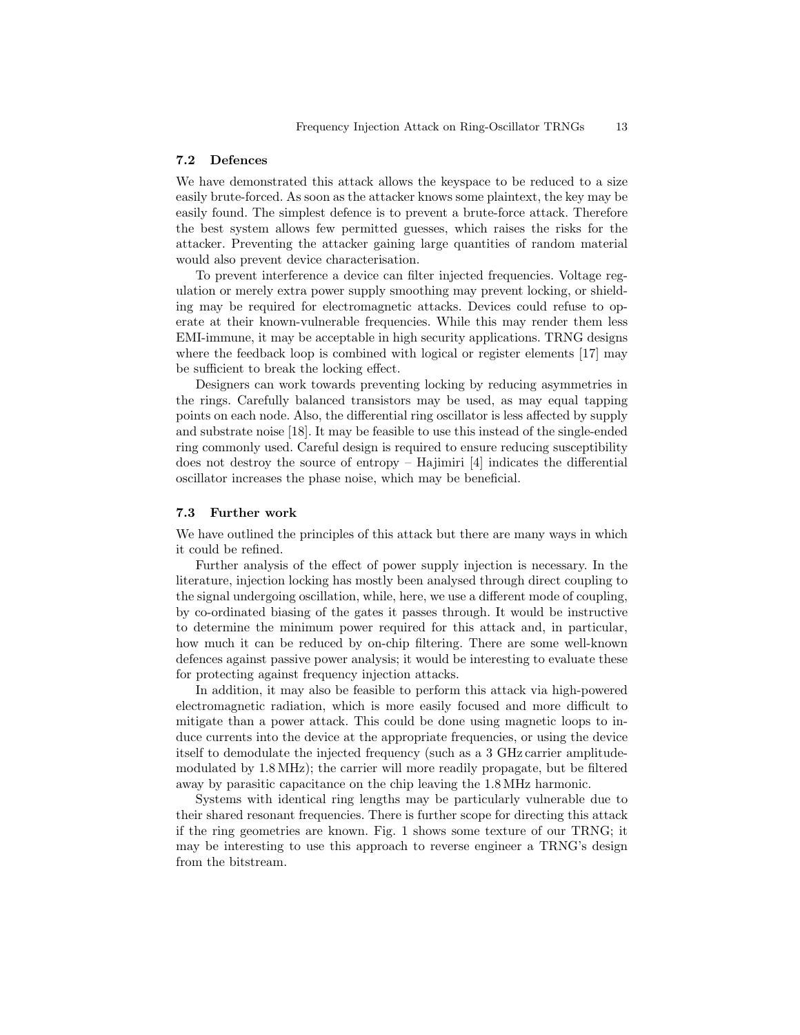### 7.2 Defences

We have demonstrated this attack allows the keyspace to be reduced to a size easily brute-forced. As soon as the attacker knows some plaintext, the key may be easily found. The simplest defence is to prevent a brute-force attack. Therefore the best system allows few permitted guesses, which raises the risks for the attacker. Preventing the attacker gaining large quantities of random material would also prevent device characterisation.

To prevent interference a device can filter injected frequencies. Voltage regulation or merely extra power supply smoothing may prevent locking, or shielding may be required for electromagnetic attacks. Devices could refuse to operate at their known-vulnerable frequencies. While this may render them less EMI-immune, it may be acceptable in high security applications. TRNG designs where the feedback loop is combined with logical or register elements [17] may be sufficient to break the locking effect.

Designers can work towards preventing locking by reducing asymmetries in the rings. Carefully balanced transistors may be used, as may equal tapping points on each node. Also, the differential ring oscillator is less affected by supply and substrate noise [18]. It may be feasible to use this instead of the single-ended ring commonly used. Careful design is required to ensure reducing susceptibility does not destroy the source of entropy – Hajimiri [4] indicates the differential oscillator increases the phase noise, which may be beneficial.

### 7.3 Further work

We have outlined the principles of this attack but there are many ways in which it could be refined.

Further analysis of the effect of power supply injection is necessary. In the literature, injection locking has mostly been analysed through direct coupling to the signal undergoing oscillation, while, here, we use a different mode of coupling, by co-ordinated biasing of the gates it passes through. It would be instructive to determine the minimum power required for this attack and, in particular, how much it can be reduced by on-chip filtering. There are some well-known defences against passive power analysis; it would be interesting to evaluate these for protecting against frequency injection attacks.

In addition, it may also be feasible to perform this attack via high-powered electromagnetic radiation, which is more easily focused and more difficult to mitigate than a power attack. This could be done using magnetic loops to induce currents into the device at the appropriate frequencies, or using the device itself to demodulate the injected frequency (such as a 3 GHz carrier amplitude-modulated by 1.8 MHz); the carrier will more readily propagate, but be filtered away by parasitic capacitance on the chip leaving the 1.8 MHz harmonic.

Systems with identical ring lengths may be particularly vulnerable due to their shared resonant frequencies. There is further scope for directing this attack if the ring geometries are known. Fig. 1 shows some texture of our TRNG; it may be interesting to use this approach to reverse engineer a TRNG's design from the bitstream.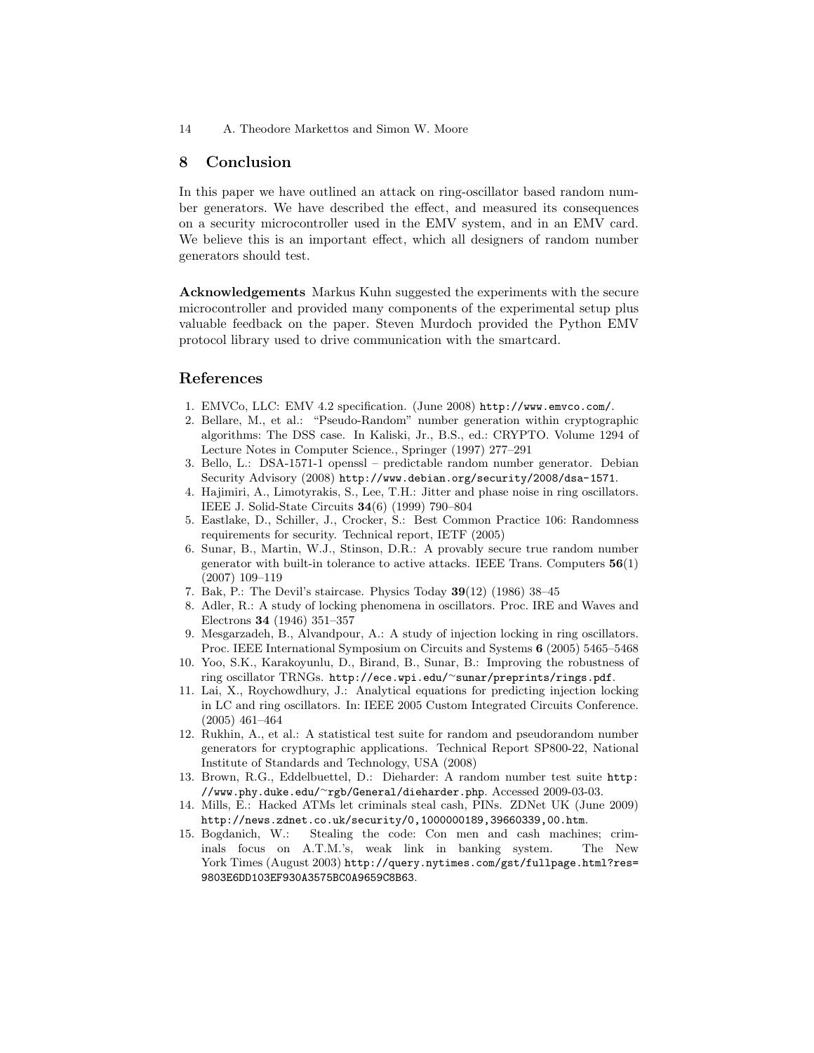## 8 Conclusion

In this paper we have outlined an attack on ring-oscillator based random number generators. We have described the effect, and measured its consequences on a security microcontroller used in the EMV system, and in an EMV card. We believe this is an important effect, which all designers of random number generators should test.

**Acknowledgements** Markus Kuhn suggested the experiments with the secure microcontroller and provided many components of the experimental setup plus valuable feedback on the paper. Steven Murdoch provided the Python EMV protocol library used to drive communication with the smartcard.

## References

1. EMVCo, LLC: EMV 4.2 specification. (June 2008) http://www.emvco.com/.
2. Bellare, M., et al.: "Pseudo-Random" number generation within cryptographic algorithms: The DSS case. In Kaliski, Jr., B.S., ed.: CRYPTO. Volume 1294 of Lecture Notes in Computer Science., Springer (1997) 277–291
3. Bello, L.: DSA-1571-1 openssl – predictable random number generator. Debian Security Advisory (2008) http://www.debian.org/security/2008/dsa-1571.
4. Hajimiri, A., Limotyrakis, S., Lee, T.H.: Jitter and phase noise in ring oscillators. IEEE J. Solid-State Circuits **34**(6) (1999) 790–804
5. Eastlake, D., Schiller, J., Crocker, S.: Best Common Practice 106: Randomness requirements for security. Technical report, IETF (2005)
6. Sunar, B., Martin, W.J., Stinson, D.R.: A provably secure true random number generator with built-in tolerance to active attacks. IEEE Trans. Computers **56**(1) (2007) 109–119
7. Bak, P.: The Devil's staircase. Physics Today **39**(12) (1986) 38–45
8. Adler, R.: A study of locking phenomena in oscillators. Proc. IRE and Waves and Electrons **34** (1946) 351–357
9. Mesgarzadeh, B., Alvandpour, A.: A study of injection locking in ring oscillators. Proc. IEEE International Symposium on Circuits and Systems **6** (2005) 5465–5468
10. Yoo, S.K., Karakoyunlu, D., Birand, B., Sunar, B.: Improving the robustness of ring oscillator TRNGs. http://ece.wpi.edu/~sunar/preprints/rings.pdf.
11. Lai, X., Roychowdhury, J.: Analytical equations for predicting injection locking in LC and ring oscillators. In: IEEE 2005 Custom Integrated Circuits Conference. (2005) 461–464
12. Rukhin, A., et al.: A statistical test suite for random and pseudorandom number generators for cryptographic applications. Technical Report SP800-22, National Institute of Standards and Technology, USA (2008)
13. Brown, R.G., Eddelbuettel, D.: Dieharder: A random number test suite http://www.phy.duke.edu/~rgb/General/dieharder.php. Accessed 2009-03-03.
14. Mills, E.: Hacked ATMs let criminals steal cash, PINs. ZDNet UK (June 2009) http://news.zdnet.co.uk/security/0,1000000189,39660339,00.htm.
15. Bogdanich, W.: Stealing the code: Con men and cash machines; criminals focus on A.T.M.'s, weak link in banking system. The New York Times (August 2003) http://query.nytimes.com/gst/fullpage.html?res=9803E6DD103EF930A3575BC0A9659C8B63.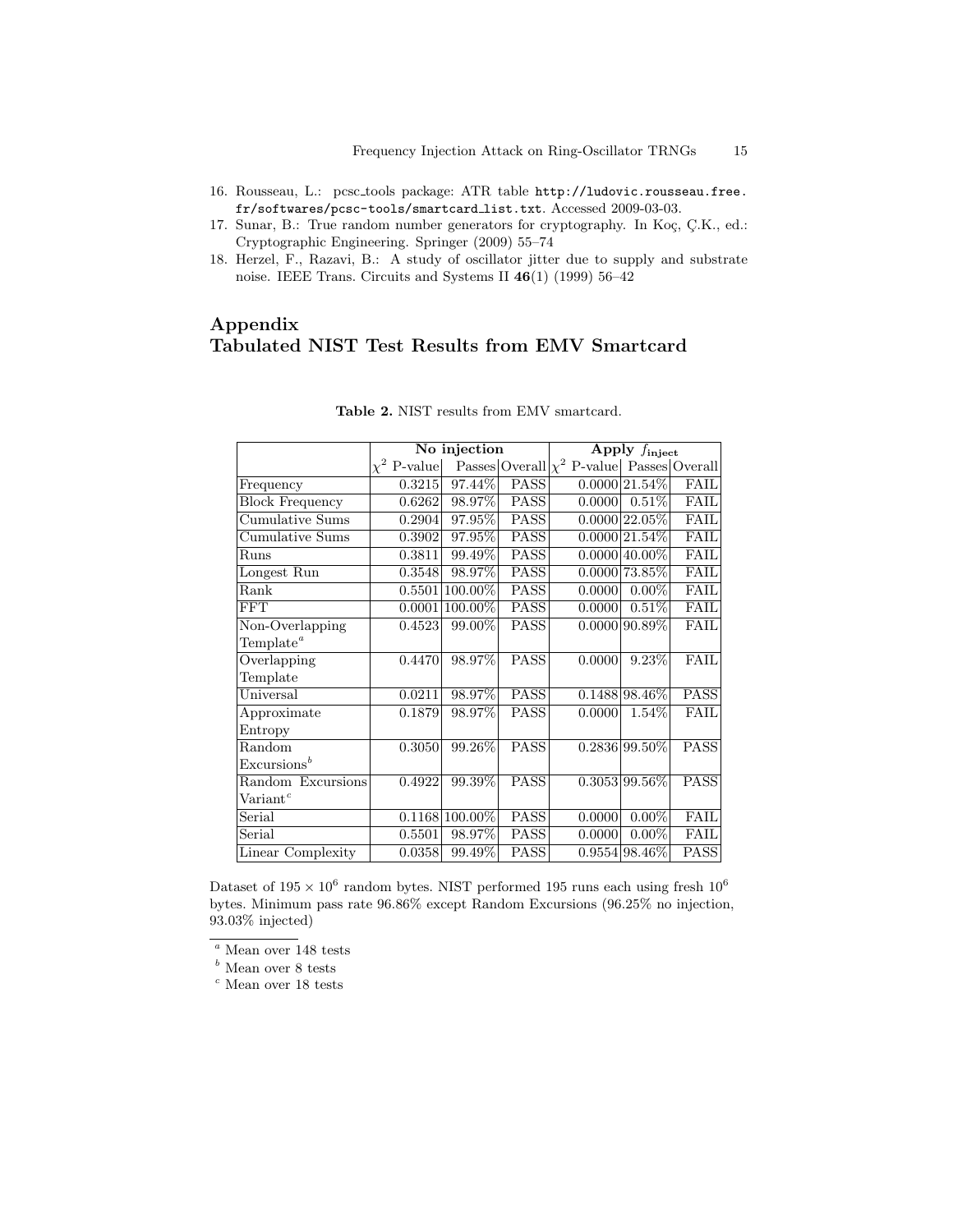16. Rousseau, L.: pcsc_tools package: ATR table http://ludovic.rousseau.free.fr/softwares/pcsc-tools/smartcard_list.txt. Accessed 2009-03-03.
17. Sunar, B.: True random number generators for cryptography. In Koç, Ç.K., ed.: Cryptographic Engineering. Springer (2009) 55–74
18. Herzel, F., Razavi, B.: A study of oscillator jitter due to supply and substrate noise. IEEE Trans. Circuits and Systems II **46**(1) (1999) 56–42

## Appendix
## Tabulated NIST Test Results from EMV Smartcard

**Table 2.** NIST results from EMV smartcard.

| | No injection | | | Apply $f_{\mathbf{inject}}$ | | |
|---|---|---|---|---|---|---|
| | $\chi^2$ P-value | Passes | Overall | $\chi^2$ P-value | Passes | Overall |
| Frequency | 0.3215 | 97.44% | PASS | 0.0000 | 21.54% | FAIL |
| Block Frequency | 0.6262 | 98.97% | PASS | 0.0000 | 0.51% | FAIL |
| Cumulative Sums | 0.2904 | 97.95% | PASS | 0.0000 | 22.05% | FAIL |
| Cumulative Sums | 0.3902 | 97.95% | PASS | 0.0000 | 21.54% | FAIL |
| Runs | 0.3811 | 99.49% | PASS | 0.0000 | 40.00% | FAIL |
| Longest Run | 0.3548 | 98.97% | PASS | 0.0000 | 73.85% | FAIL |
| Rank | 0.5501 | 100.00% | PASS | 0.0000 | 0.00% | FAIL |
| FFT | 0.0001 | 100.00% | PASS | 0.0000 | 0.51% | FAIL |
| Non-Overlapping Template[a] | 0.4523 | 99.00% | PASS | 0.0000 | 90.89% | FAIL |
| Overlapping Template | 0.4470 | 98.97% | PASS | 0.0000 | 9.23% | FAIL |
| Universal | 0.0211 | 98.97% | PASS | 0.1488 | 98.46% | PASS |
| Approximate Entropy | 0.1879 | 98.97% | PASS | 0.0000 | 1.54% | FAIL |
| Random Excursions[b] | 0.3050 | 99.26% | PASS | 0.2836 | 99.50% | PASS |
| Random Excursions Variant[c] | 0.4922 | 99.39% | PASS | 0.3053 | 99.56% | PASS |
| Serial | 0.1168 | 100.00% | PASS | 0.0000 | 0.00% | FAIL |
| Serial | 0.5501 | 98.97% | PASS | 0.0000 | 0.00% | FAIL |
| Linear Complexity | 0.0358 | 99.49% | PASS | 0.9554 | 98.46% | PASS |

Dataset of $195 \times 10^6$ random bytes. NIST performed 195 runs each using fresh $10^6$ bytes. Minimum pass rate 96.86% except Random Excursions (96.25% no injection, 93.03% injected)

[a] Mean over 148 tests

[b] Mean over 8 tests

[c] Mean over 18 tests